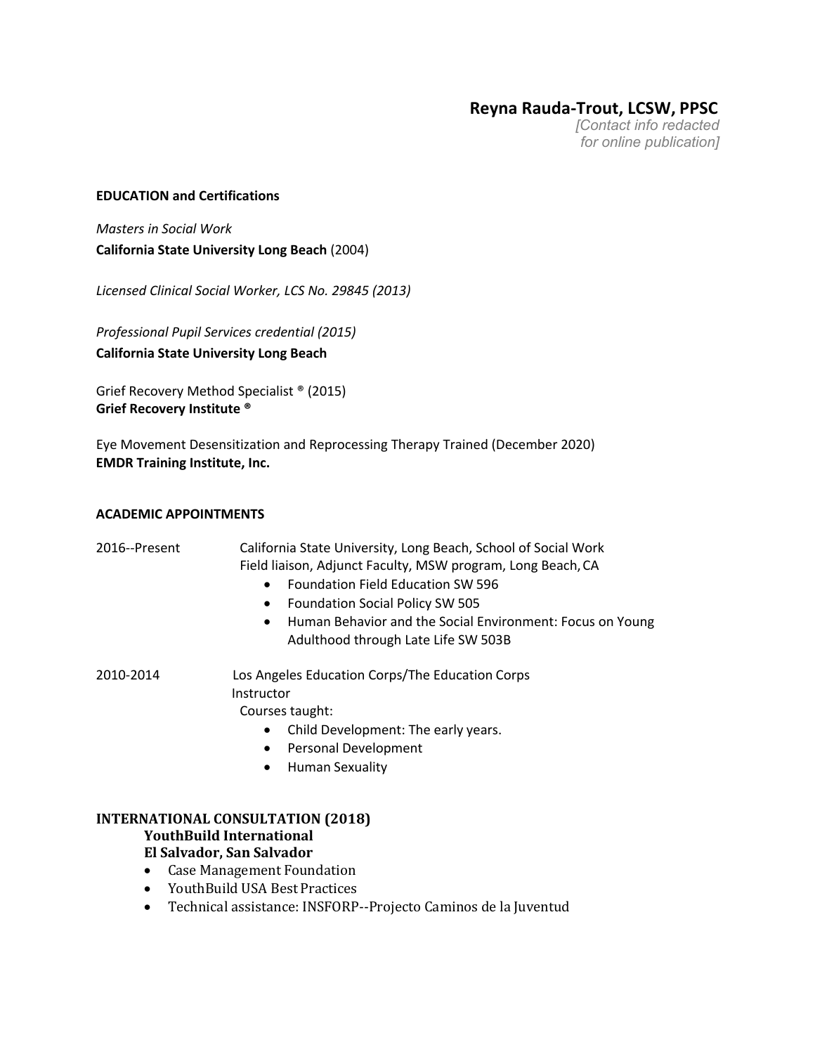# Reyna Rauda-Trout, LCSW, PPSC

*[Contact info redacted for online publication]*

## EDUCATION and Certifications

*Masters in Social Work*
**California State University Long Beach** (2004)

*Licensed Clinical Social Worker, LCS No. 29845 (2013)*

*Professional Pupil Services credential (2015)*
**California State University Long Beach**

Grief Recovery Method Specialist ® (2015)
**Grief Recovery Institute ®**

Eye Movement Desensitization and Reprocessing Therapy Trained (December 2020)
**EMDR Training Institute, Inc.**

## ACADEMIC APPOINTMENTS

2016--Present — California State University, Long Beach, School of Social Work
Field liaison, Adjunct Faculty, MSW program, Long Beach, CA

- Foundation Field Education SW 596
- Foundation Social Policy SW 505
- Human Behavior and the Social Environment: Focus on Young Adulthood through Late Life SW 503B

2010-2014 — Los Angeles Education Corps/The Education Corps
Instructor
Courses taught:

- Child Development: The early years.
- Personal Development
- Human Sexuality

## INTERNATIONAL CONSULTATION (2018)

**YouthBuild International**
**El Salvador, San Salvador**

- Case Management Foundation
- YouthBuild USA Best Practices
- Technical assistance: INSFORP--Projecto Caminos de la Juventud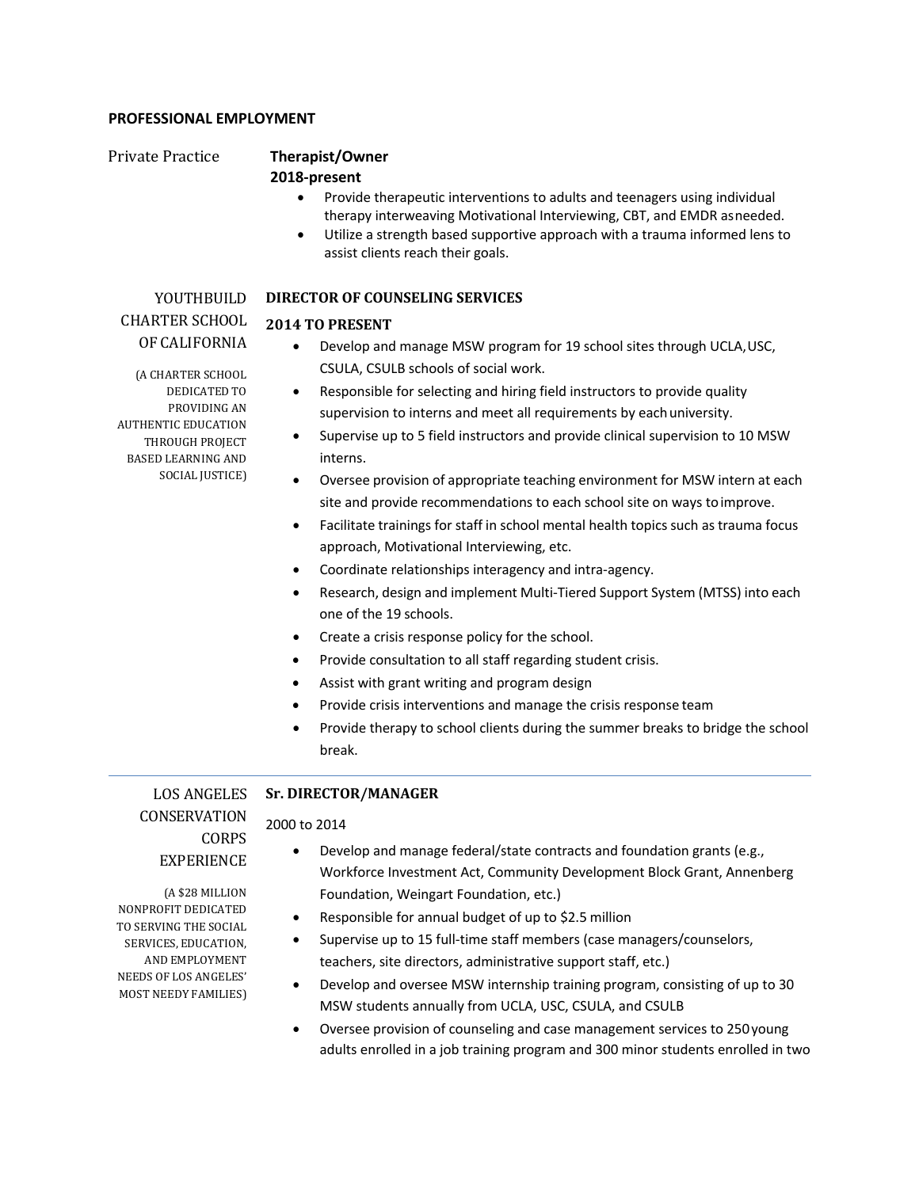## PROFESSIONAL EMPLOYMENT

### Private Practice

**Therapist/Owner**
**2018-present**

- Provide therapeutic interventions to adults and teenagers using individual therapy interweaving Motivational Interviewing, CBT, and EMDR asneeded.
- Utilize a strength based supportive approach with a trauma informed lens to assist clients reach their goals.

### YOUTHBUILD CHARTER SCHOOL OF CALIFORNIA

(A CHARTER SCHOOL DEDICATED TO PROVIDING AN AUTHENTIC EDUCATION THROUGH PROJECT BASED LEARNING AND SOCIAL JUSTICE)

**DIRECTOR OF COUNSELING SERVICES**
**2014 TO PRESENT**

- Develop and manage MSW program for 19 school sites through UCLA,USC, CSULA, CSULB schools of social work.
- Responsible for selecting and hiring field instructors to provide quality supervision to interns and meet all requirements by eachuniversity.
- Supervise up to 5 field instructors and provide clinical supervision to 10 MSW interns.
- Oversee provision of appropriate teaching environment for MSW intern at each site and provide recommendations to each school site on ways toimprove.
- Facilitate trainings for staff in school mental health topics such as trauma focus approach, Motivational Interviewing, etc.
- Coordinate relationships interagency and intra-agency.
- Research, design and implement Multi-Tiered Support System (MTSS) into each one of the 19 schools.
- Create a crisis response policy for the school.
- Provide consultation to all staff regarding student crisis.
- Assist with grant writing and program design
- Provide crisis interventions and manage the crisis response team
- Provide therapy to school clients during the summer breaks to bridge the school break.

---

### LOS ANGELES CONSERVATION CORPS EXPERIENCE

(A $28 MILLION NONPROFIT DEDICATED TO SERVING THE SOCIAL SERVICES, EDUCATION, AND EMPLOYMENT NEEDS OF LOS ANGELES' MOST NEEDY FAMILIES)

**Sr. DIRECTOR/MANAGER**

2000 to 2014

- Develop and manage federal/state contracts and foundation grants (e.g., Workforce Investment Act, Community Development Block Grant, Annenberg Foundation, Weingart Foundation, etc.)
- Responsible for annual budget of up to $2.5 million
- Supervise up to 15 full-time staff members (case managers/counselors, teachers, site directors, administrative support staff, etc.)
- Develop and oversee MSW internship training program, consisting of up to 30 MSW students annually from UCLA, USC, CSULA, and CSULB
- Oversee provision of counseling and case management services to 250young adults enrolled in a job training program and 300 minor students enrolled in two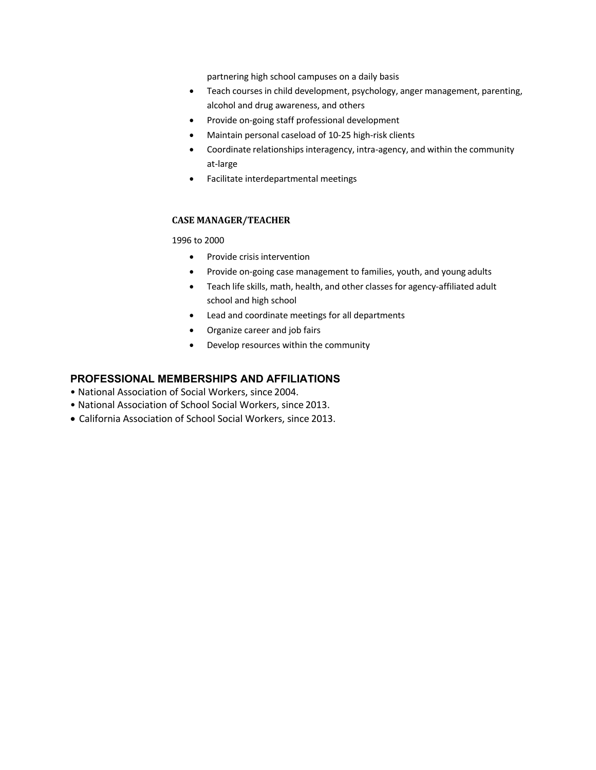partnering high school campuses on a daily basis

- Teach courses in child development, psychology, anger management, parenting, alcohol and drug awareness, and others
- Provide on-going staff professional development
- Maintain personal caseload of 10-25 high-risk clients
- Coordinate relationships interagency, intra-agency, and within the community at-large
- Facilitate interdepartmental meetings

**CASE MANAGER/TEACHER**

1996 to 2000

- Provide crisis intervention
- Provide on-going case management to families, youth, and young adults
- Teach life skills, math, health, and other classes for agency-affiliated adult school and high school
- Lead and coordinate meetings for all departments
- Organize career and job fairs
- Develop resources within the community

## PROFESSIONAL MEMBERSHIPS AND AFFILIATIONS

- National Association of Social Workers, since 2004.
- National Association of School Social Workers, since 2013.
- California Association of School Social Workers, since 2013.